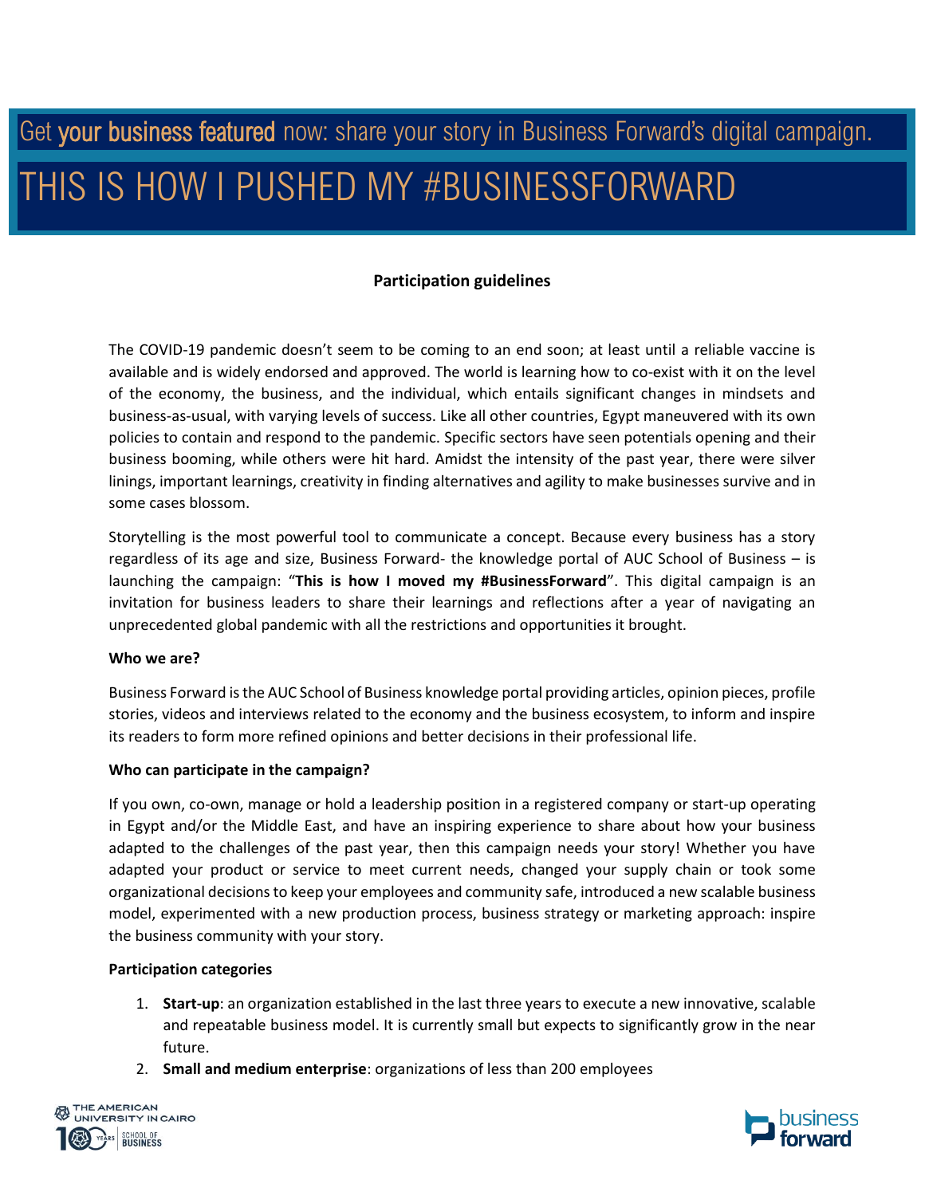Get **your business featured** now: share your story in Business Forward's digital campaign.

# THIS IS HOW I PUSHED MY #BUSINESSFORWARD

**Participation guidelines**

The COVID-19 pandemic doesn't seem to be coming to an end soon; at least until a reliable vaccine is available and is widely endorsed and approved. The world is learning how to co-exist with it on the level of the economy, the business, and the individual, which entails significant changes in mindsets and business-as-usual, with varying levels of success. Like all other countries, Egypt maneuvered with its own policies to contain and respond to the pandemic. Specific sectors have seen potentials opening and their business booming, while others were hit hard. Amidst the intensity of the past year, there were silver linings, important learnings, creativity in finding alternatives and agility to make businesses survive and in some cases blossom.

Storytelling is the most powerful tool to communicate a concept. Because every business has a story regardless of its age and size, Business Forward- the knowledge portal of AUC School of Business – is launching the campaign: "**This is how I moved my #BusinessForward**". This digital campaign is an invitation for business leaders to share their learnings and reflections after a year of navigating an unprecedented global pandemic with all the restrictions and opportunities it brought.

**Who we are?**

Business Forward is the AUC School of Business knowledge portal providing articles, opinion pieces, profile stories, videos and interviews related to the economy and the business ecosystem, to inform and inspire its readers to form more refined opinions and better decisions in their professional life.

**Who can participate in the campaign?**

If you own, co-own, manage or hold a leadership position in a registered company or start-up operating in Egypt and/or the Middle East, and have an inspiring experience to share about how your business adapted to the challenges of the past year, then this campaign needs your story! Whether you have adapted your product or service to meet current needs, changed your supply chain or took some organizational decisions to keep your employees and community safe, introduced a new scalable business model, experimented with a new production process, business strategy or marketing approach: inspire the business community with your story.

**Participation categories**

1. **Start-up**: an organization established in the last three years to execute a new innovative, scalable and repeatable business model. It is currently small but expects to significantly grow in the near future.
2. **Small and medium enterprise**: organizations of less than 200 employees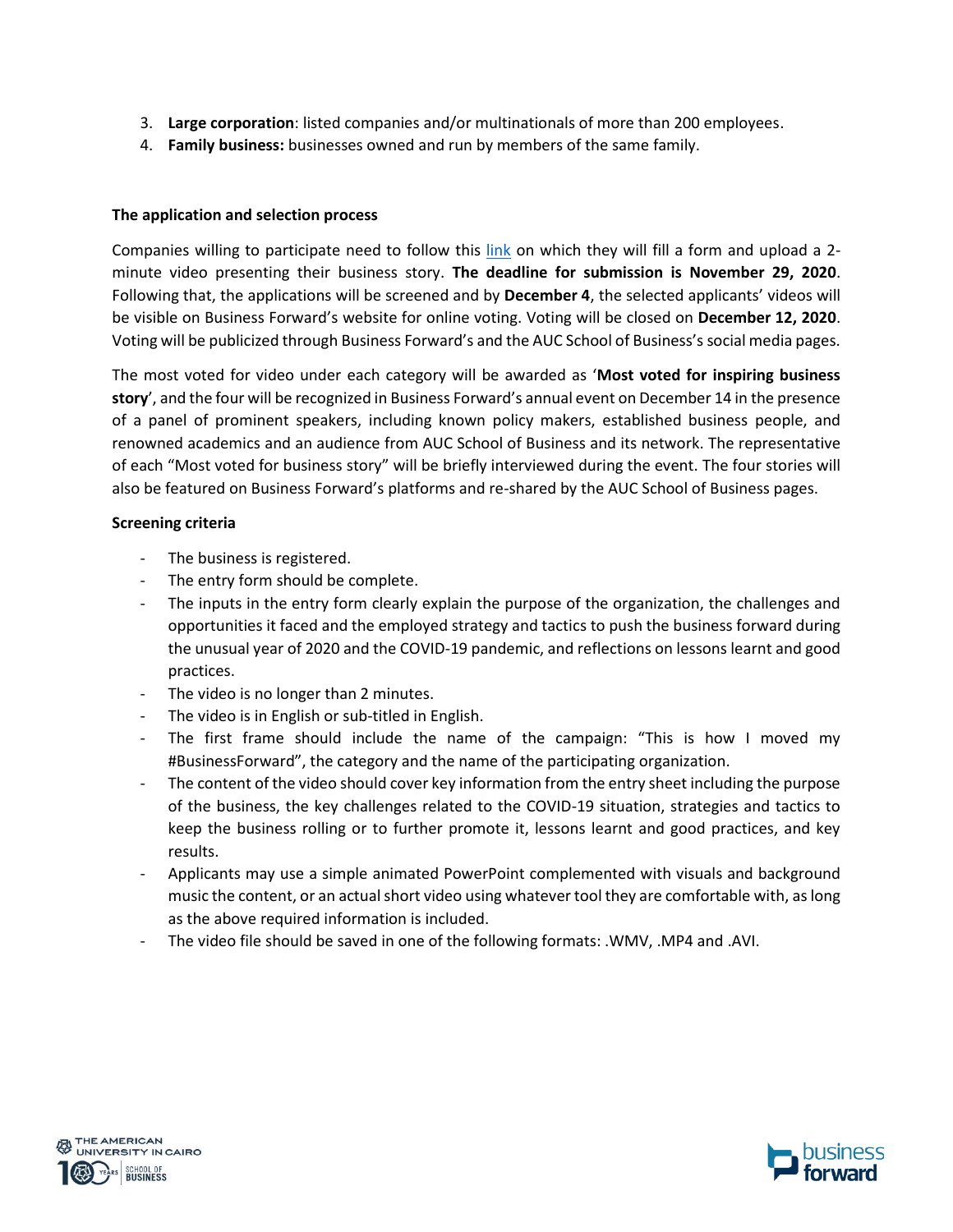3. **Large corporation**: listed companies and/or multinationals of more than 200 employees.
4. **Family business:** businesses owned and run by members of the same family.

**The application and selection process**

Companies willing to participate need to follow this link on which they will fill a form and upload a 2-minute video presenting their business story. **The deadline for submission is November 29, 2020**. Following that, the applications will be screened and by **December 4**, the selected applicants' videos will be visible on Business Forward's website for online voting. Voting will be closed on **December 12, 2020**. Voting will be publicized through Business Forward's and the AUC School of Business's social media pages.

The most voted for video under each category will be awarded as '**Most voted for inspiring business story**', and the four will be recognized in Business Forward's annual event on December 14 in the presence of a panel of prominent speakers, including known policy makers, established business people, and renowned academics and an audience from AUC School of Business and its network. The representative of each "Most voted for business story" will be briefly interviewed during the event. The four stories will also be featured on Business Forward's platforms and re-shared by the AUC School of Business pages.

**Screening criteria**

- The business is registered.
- The entry form should be complete.
- The inputs in the entry form clearly explain the purpose of the organization, the challenges and opportunities it faced and the employed strategy and tactics to push the business forward during the unusual year of 2020 and the COVID-19 pandemic, and reflections on lessons learnt and good practices.
- The video is no longer than 2 minutes.
- The video is in English or sub-titled in English.
- The first frame should include the name of the campaign: "This is how I moved my #BusinessForward", the category and the name of the participating organization.
- The content of the video should cover key information from the entry sheet including the purpose of the business, the key challenges related to the COVID-19 situation, strategies and tactics to keep the business rolling or to further promote it, lessons learnt and good practices, and key results.
- Applicants may use a simple animated PowerPoint complemented with visuals and background music the content, or an actual short video using whatever tool they are comfortable with, as long as the above required information is included.
- The video file should be saved in one of the following formats: .WMV, .MP4 and .AVI.